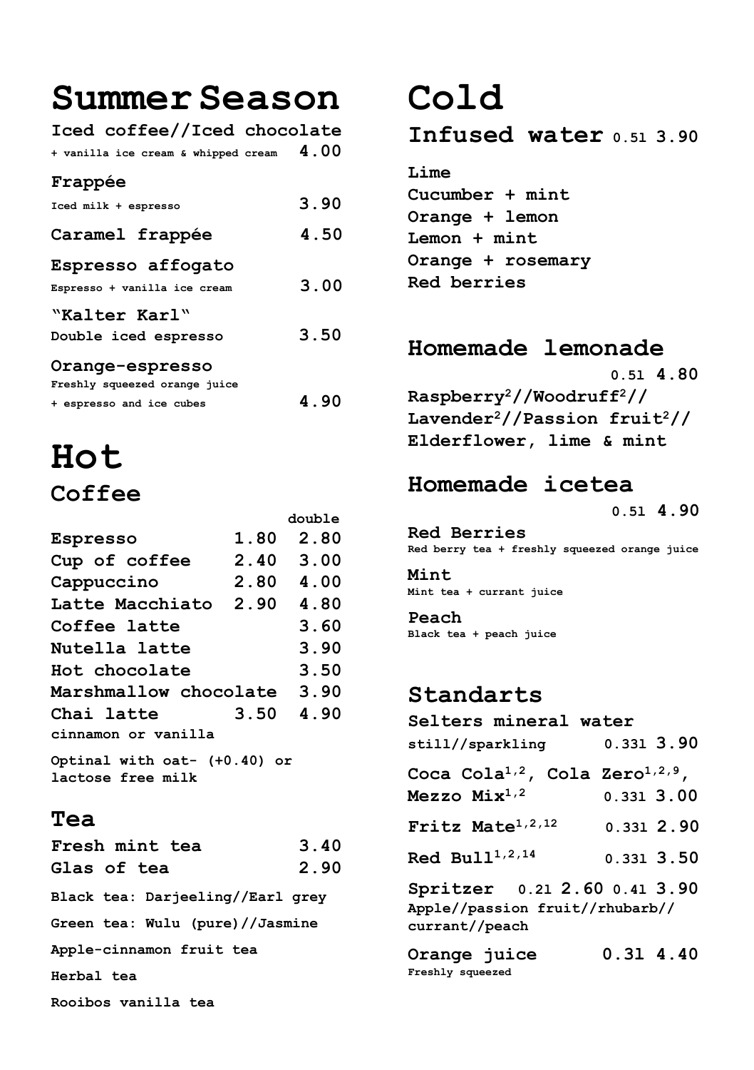# Summer Season

**Iced coffee//Iced chocolate**
+ vanilla ice cream & whipped cream **4.00**

**Frappée**
Iced milk + espresso **3.90**

**Caramel frappée** **4.50**

**Espresso affogato**
Espresso + vanilla ice cream **3.00**

**"Kalter Karl"**
Double iced espresso **3.50**

**Orange-espresso**
Freshly squeezed orange juice + espresso and ice cubes **4.90**

# Hot

## Coffee

| | | double |
|---|---|---|
| Espresso | 1.80 | 2.80 |
| Cup of coffee | 2.40 | 3.00 |
| Cappuccino | 2.80 | 4.00 |
| Latte Macchiato | 2.90 | 4.80 |
| Coffee latte | | 3.60 |
| Nutella latte | | 3.90 |
| Hot chocolate | | 3.50 |
| Marshmallow chocolate | | 3.90 |
| Chai latte | 3.50 | 4.90 |

cinnamon or vanilla

Optinal with oat- (+0.40) or lactose free milk

## Tea

| | |
|---|---|
| Fresh mint tea | 3.40 |
| Glas of tea | 2.90 |

Black tea: Darjeeling//Earl grey

Green tea: Wulu (pure)//Jasmine

Apple-cinnamon fruit tea

Herbal tea

Rooibos vanilla tea

# Cold

## Infused water 0.5l 3.90

Lime
Cucumber + mint
Orange + lemon
Lemon + mint
Orange + rosemary
Red berries

## Homemade lemonade

0.5l **4.80**

Raspberry[2]//Woodruff[2]//Lavender[2]//Passion fruit[2]//Elderflower, lime & mint

## Homemade icetea

0.5l **4.90**

**Red Berries**
Red berry tea + freshly squeezed orange juice

**Mint**
Mint tea + currant juice

**Peach**
Black tea + peach juice

## Standarts

**Selters mineral water**
still//sparkling 0.33l **3.90**

**Coca Cola[1,2], Cola Zero[1,2,9], Mezzo Mix[1,2]** 0.33l **3.00**

**Fritz Mate[1,2,12]** 0.33l **2.90**

**Red Bull[1,2,14]** 0.33l **3.50**

**Spritzer** 0.2l **2.60** 0.4l **3.90**
Apple//passion fruit//rhubarb//currant//peach

**Orange juice** 0.3l **4.40**
Freshly squeezed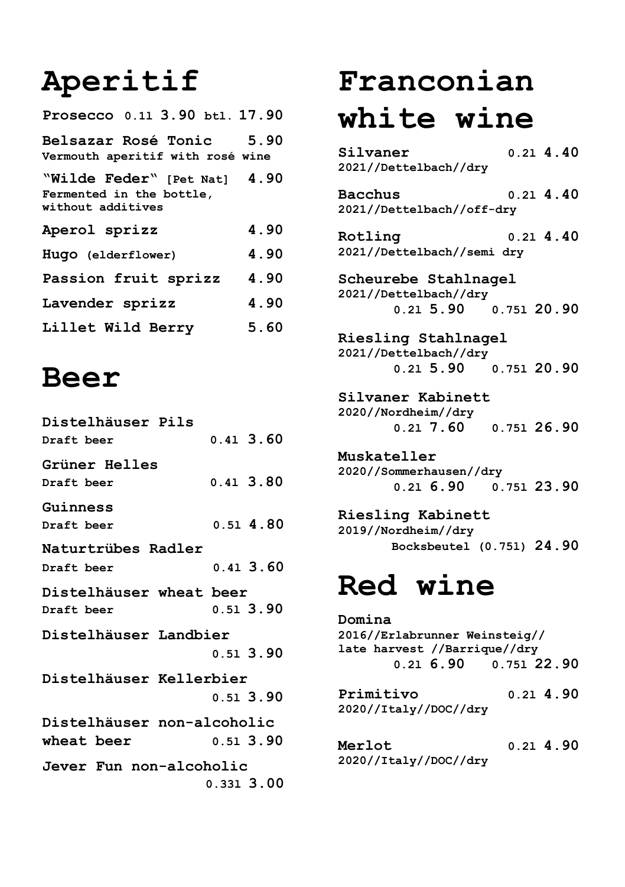# Aperitif

**Prosecco** 0.1l **3.90** btl. **17.90**

**Belsazar Rosé Tonic** **5.90**
Vermouth aperitif with rosé wine

**"Wilde Feder"** [Pet Nat] **4.90**
Fermented in the bottle, without additives

**Aperol sprizz** **4.90**

**Hugo** (elderflower) **4.90**

**Passion fruit sprizz** **4.90**

**Lavender sprizz** **4.90**

**Lillet Wild Berry** **5.60**

# Beer

**Distelhäuser Pils**
Draft beer 0.4l **3.60**

**Grüner Helles**
Draft beer 0.4l **3.80**

**Guinness**
Draft beer 0.5l **4.80**

**Naturtrübes Radler**
Draft beer 0.4l **3.60**

**Distelhäuser wheat beer**
Draft beer 0.5l **3.90**

**Distelhäuser Landbier**
0.5l **3.90**

**Distelhäuser Kellerbier**
0.5l **3.90**

**Distelhäuser non-alcoholic wheat beer** 0.5l **3.90**

**Jever Fun non-alcoholic**
0.33l **3.00**

# Franconian white wine

**Silvaner** 0.2l **4.40**
2021//Dettelbach//dry

**Bacchus** 0.2l **4.40**
2021//Dettelbach//off-dry

**Rotling** 0.2l **4.40**
2021//Dettelbach//semi dry

**Scheurebe Stahlnagel**
2021//Dettelbach//dry
0.2l **5.90** 0.75l **20.90**

**Riesling Stahlnagel**
2021//Dettelbach//dry
0.2l **5.90** 0.75l **20.90**

**Silvaner Kabinett**
2020//Nordheim//dry
0.2l **7.60** 0.75l **26.90**

**Muskateller**
2020//Sommerhausen//dry
0.2l **6.90** 0.75l **23.90**

**Riesling Kabinett**
2019//Nordheim//dry
Bocksbeutel (0.75l) **24.90**

# Red wine

**Domina**
2016//Erlabrunner Weinsteig// late harvest //Barrique//dry
0.2l **6.90** 0.75l **22.90**

**Primitivo** 0.2l **4.90**
2020//Italy//DOC//dry

**Merlot** 0.2l **4.90**
2020//Italy//DOC//dry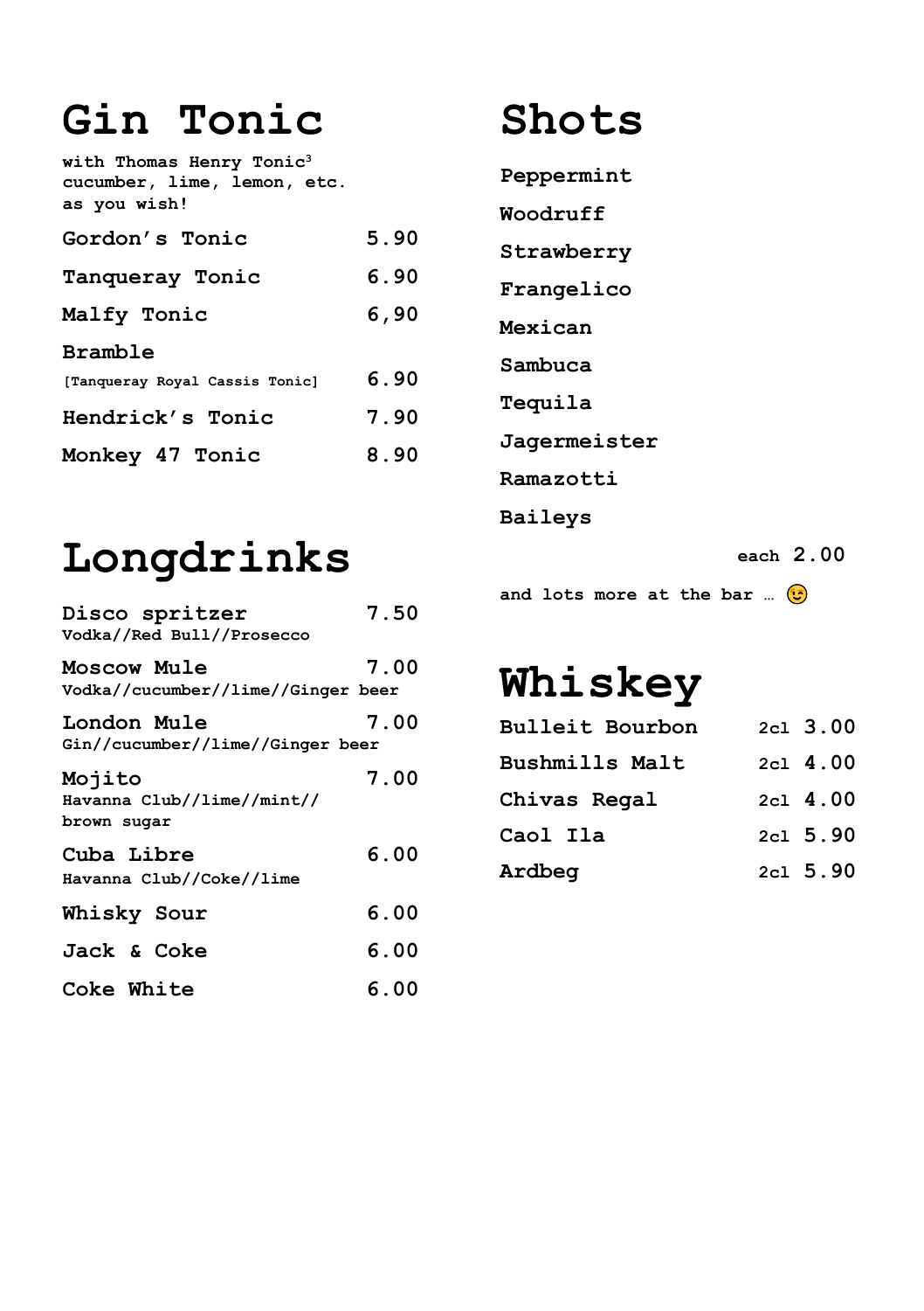# Gin Tonic

**with Thomas Henry Tonic³**
**cucumber, lime, lemon, etc.**
**as you wish!**

| | |
|---|---|
| **Gordon's Tonic** | 5.90 |
| **Tanqueray Tonic** | 6.90 |
| **Malfy Tonic** | 6,90 |
| **Bramble** [Tanqueray Royal Cassis Tonic] | 6.90 |
| **Hendrick's Tonic** | 7.90 |
| **Monkey 47 Tonic** | 8.90 |

# Longdrinks

| | |
|---|---|
| **Disco spritzer** Vodka//Red Bull//Prosecco | 7.50 |
| **Moscow Mule** Vodka//cucumber//lime//Ginger beer | 7.00 |
| **London Mule** Gin//cucumber//lime//Ginger beer | 7.00 |
| **Mojito** Havanna Club//lime//mint// brown sugar | 7.00 |
| **Cuba Libre** Havanna Club//Coke//lime | 6.00 |
| **Whisky Sour** | 6.00 |
| **Jack & Coke** | 6.00 |
| **Coke White** | 6.00 |

# Shots

**Peppermint**
**Woodruff**
**Strawberry**
**Frangelico**
**Mexican**
**Sambuca**
**Tequila**
**Jagermeister**
**Ramazotti**
**Baileys**

**each** 2.00

**and lots more at the bar … 😉**

# Whiskey

| | | |
|---|---|---|
| **Bulleit Bourbon** | 2cl | 3.00 |
| **Bushmills Malt** | 2cl | 4.00 |
| **Chivas Regal** | 2cl | 4.00 |
| **Caol Ila** | 2cl | 5.90 |
| **Ardbeg** | 2cl | 5.90 |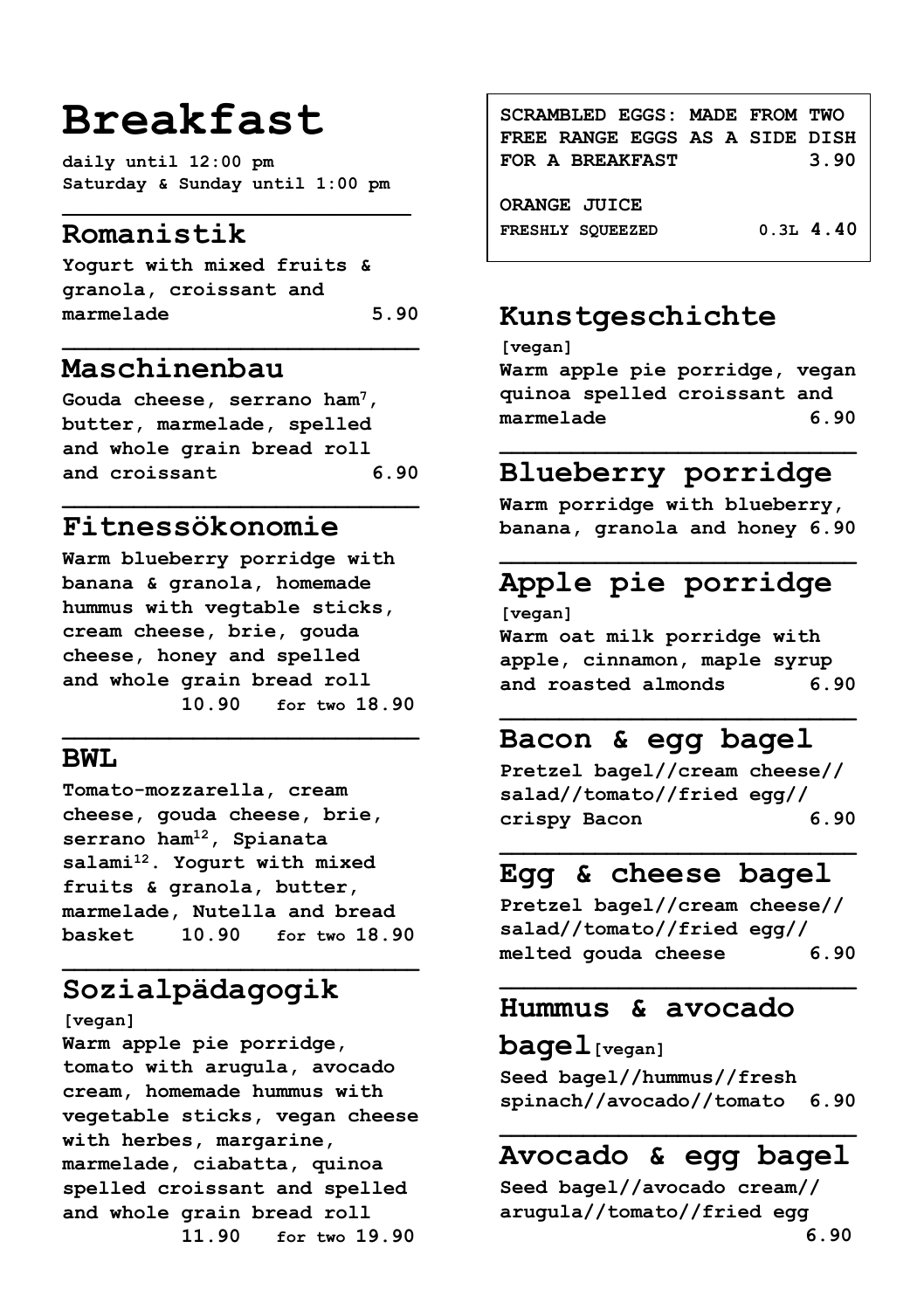# Breakfast

**daily until 12:00 pm**
**Saturday & Sunday until 1:00 pm**

## Romanistik

Yogurt with mixed fruits & granola, croissant and marmelade 5.90

## Maschinenbau

Gouda cheese, serrano ham[7], butter, marmelade, spelled and whole grain bread roll and croissant 6.90

## Fitnessökonomie

Warm blueberry porridge with banana & granola, homemade hummus with vegtable sticks, cream cheese, brie, gouda cheese, honey and spelled and whole grain bread roll
10.90 for two 18.90

## BWL

Tomato-mozzarella, cream cheese, gouda cheese, brie, serrano ham[12], Spianata salami[12]. Yogurt with mixed fruits & granola, butter, marmelade, Nutella and bread basket 10.90 for two 18.90

## Sozialpädagogik

[vegan]
Warm apple pie porridge, tomato with arugula, avocado cream, homemade hummus with vegetable sticks, vegan cheese with herbes, margarine, marmelade, ciabatta, quinoa spelled croissant and spelled and whole grain bread roll
11.90 for two 19.90

---

**SCRAMBLED EGGS: MADE FROM TWO FREE RANGE EGGS AS A SIDE DISH FOR A BREAKFAST 3.90**

**ORANGE JUICE**
**FRESHLY SQUEEZED 0.3L 4.40**

---

## Kunstgeschichte

[vegan]
Warm apple pie porridge, vegan quinoa spelled croissant and marmelade 6.90

## Blueberry porridge

Warm porridge with blueberry, banana, granola and honey 6.90

## Apple pie porridge

[vegan]
Warm oat milk porridge with apple, cinnamon, maple syrup and roasted almonds 6.90

## Bacon & egg bagel

Pretzel bagel//cream cheese//salad//tomato//fried egg//crispy Bacon 6.90

## Egg & cheese bagel

Pretzel bagel//cream cheese//salad//tomato//fried egg//melted gouda cheese 6.90

## Hummus & avocado bagel [vegan]

Seed bagel//hummus//fresh spinach//avocado//tomato 6.90

## Avocado & egg bagel

Seed bagel//avocado cream//arugula//tomato//fried egg
6.90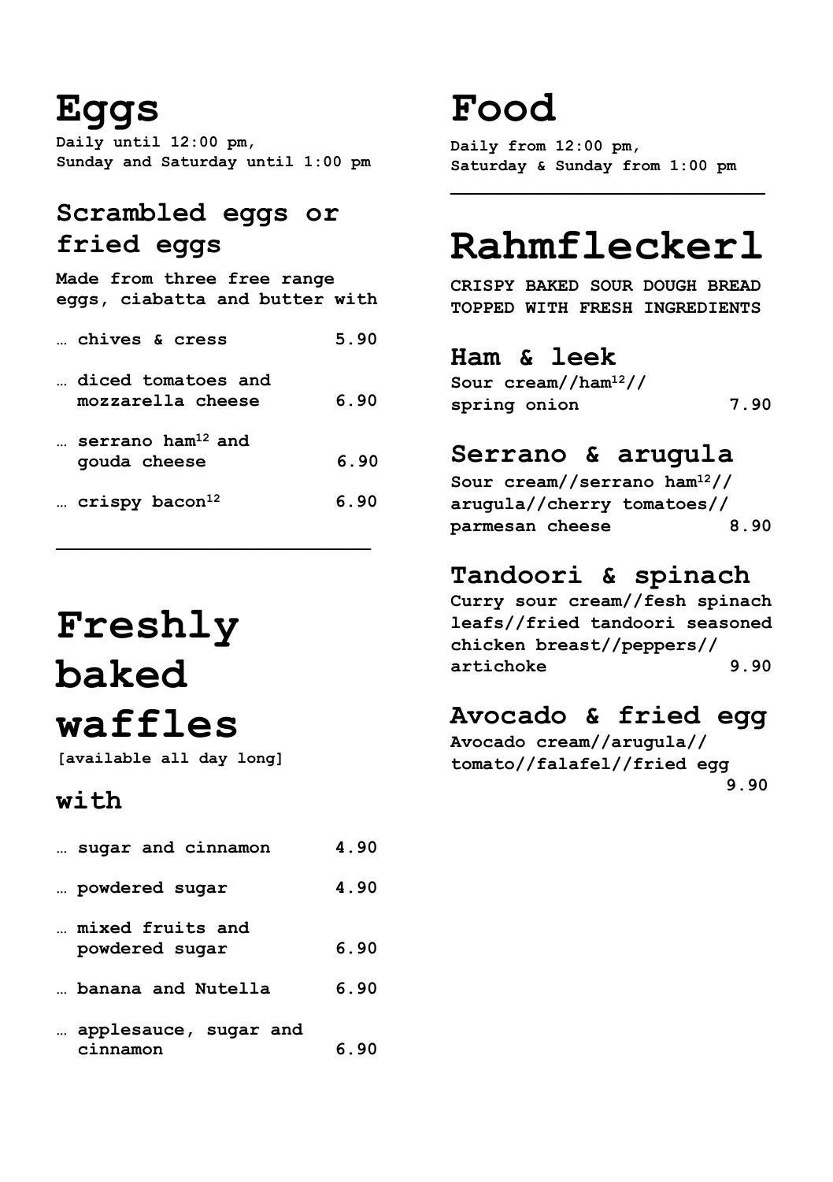# Eggs

**Daily until 12:00 pm,**
**Sunday and Saturday until 1:00 pm**

## Scrambled eggs or fried eggs

**Made from three free range eggs, ciabatta and butter with**

| | |
|---|---|
| … chives & cress | 5.90 |
| … diced tomatoes and mozzarella cheese | 6.90 |
| … serrano ham[12] and gouda cheese | 6.90 |
| … crispy bacon[12] | 6.90 |

# Freshly baked waffles

**[available all day long]**

## with

| | |
|---|---|
| … sugar and cinnamon | 4.90 |
| … powdered sugar | 4.90 |
| … mixed fruits and powdered sugar | 6.90 |
| … banana and Nutella | 6.90 |
| … applesauce, sugar and cinnamon | 6.90 |

# Food

**Daily from 12:00 pm,**
**Saturday & Sunday from 1:00 pm**

# Rahmfleckerl

**CRISPY BAKED SOUR DOUGH BREAD TOPPED WITH FRESH INGREDIENTS**

## Ham & leek

Sour cream//ham[12]//spring onion 7.90

## Serrano & arugula

Sour cream//serrano ham[12]//arugula//cherry tomatoes//parmesan cheese 8.90

## Tandoori & spinach

Curry sour cream//fesh spinach leafs//fried tandoori seasoned chicken breast//peppers//artichoke 9.90

## Avocado & fried egg

Avocado cream//arugula//tomato//falafel//fried egg 9.90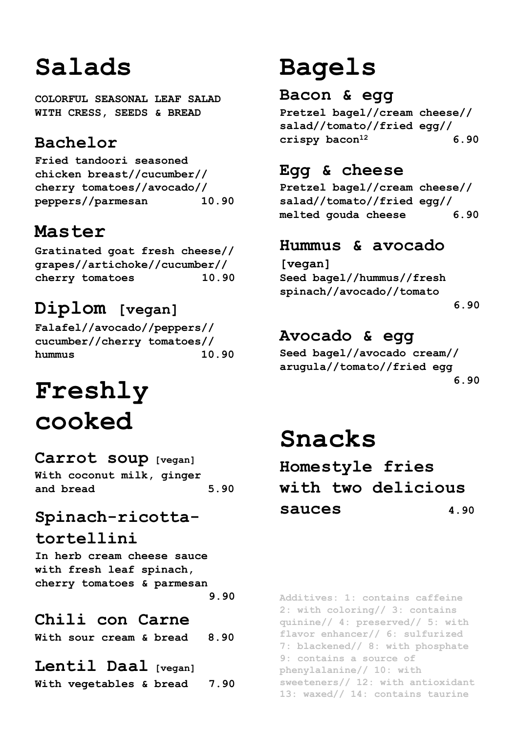# Salads

**COLORFUL SEASONAL LEAF SALAD WITH CRESS, SEEDS & BREAD**

## Bachelor

**Fried tandoori seasoned chicken breast//cucumber//cherry tomatoes//avocado//peppers//parmesan 10.90**

## Master

**Gratinated goat fresh cheese//grapes//artichoke//cucumber//cherry tomatoes 10.90**

## Diplom [vegan]

**Falafel//avocado//peppers//cucumber//cherry tomatoes//hummus 10.90**

# Freshly cooked

## Carrot soup [vegan]

**With coconut milk, ginger and bread 5.90**

## Spinach-ricotta-tortellini

**In herb cream cheese sauce with fresh leaf spinach, cherry tomatoes & parmesan 9.90**

## Chili con Carne

**With sour cream & bread 8.90**

## Lentil Daal [vegan]

**With vegetables & bread 7.90**

# Bagels

## Bacon & egg

**Pretzel bagel//cream cheese//salad//tomato//fried egg//crispy bacon[12] 6.90**

## Egg & cheese

**Pretzel bagel//cream cheese//salad//tomato//fried egg//melted gouda cheese 6.90**

## Hummus & avocado

**[vegan]**
**Seed bagel//hummus//fresh spinach//avocado//tomato 6.90**

## Avocado & egg

**Seed bagel//avocado cream//arugula//tomato//fried egg 6.90**

# Snacks

## Homestyle fries with two delicious sauces 4.90

Additives: 1: contains caffeine 2: with coloring// 3: contains quinine// 4: preserved// 5: with flavor enhancer// 6: sulfurized 7: blackened// 8: with phosphate 9: contains a source of phenylalanine// 10: with sweeteners// 12: with antioxidant 13: waxed// 14: contains taurine